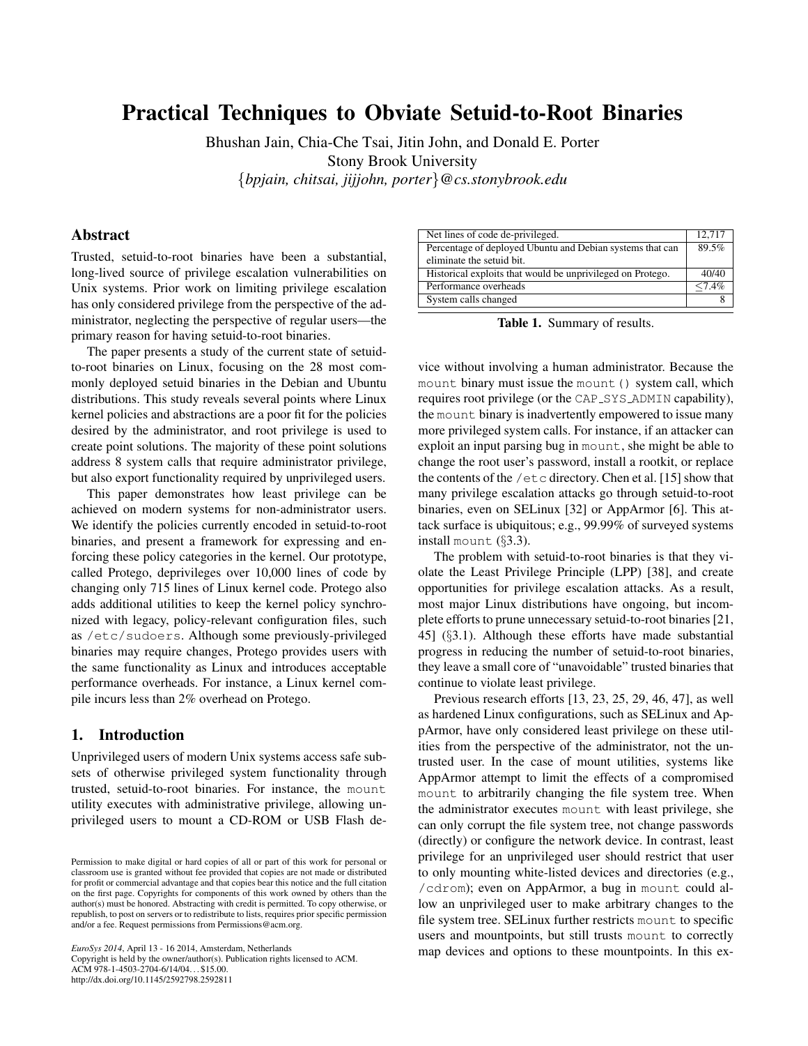# Practical Techniques to Obviate Setuid-to-Root Binaries

Bhushan Jain, Chia-Che Tsai, Jitin John, and Donald E. Porter
Stony Brook University
{*bpjain, chitsai, jijjohn, porter*}*@cs.stonybrook.edu*

## Abstract

Trusted, setuid-to-root binaries have been a substantial, long-lived source of privilege escalation vulnerabilities on Unix systems. Prior work on limiting privilege escalation has only considered privilege from the perspective of the administrator, neglecting the perspective of regular users—the primary reason for having setuid-to-root binaries.

The paper presents a study of the current state of setuid-to-root binaries on Linux, focusing on the 28 most commonly deployed setuid binaries in the Debian and Ubuntu distributions. This study reveals several points where Linux kernel policies and abstractions are a poor fit for the policies desired by the administrator, and root privilege is used to create point solutions. The majority of these point solutions address 8 system calls that require administrator privilege, but also export functionality required by unprivileged users.

This paper demonstrates how least privilege can be achieved on modern systems for non-administrator users. We identify the policies currently encoded in setuid-to-root binaries, and present a framework for expressing and enforcing these policy categories in the kernel. Our prototype, called Protego, deprivileges over 10,000 lines of code by changing only 715 lines of Linux kernel code. Protego also adds additional utilities to keep the kernel policy synchronized with legacy, policy-relevant configuration files, such as `/etc/sudoers`. Although some previously-privileged binaries may require changes, Protego provides users with the same functionality as Linux and introduces acceptable performance overheads. For instance, a Linux kernel compile incurs less than 2% overhead on Protego.

| | |
|---|---|
| Net lines of code de-privileged. | 12,717 |
| Percentage of deployed Ubuntu and Debian systems that can eliminate the setuid bit. | 89.5% |
| Historical exploits that would be unprivileged on Protego. | 40/40 |
| Performance overheads | $\leq$7.4% |
| System calls changed | 8 |

**Table 1.** Summary of results.

## 1. Introduction

Unprivileged users of modern Unix systems access safe subsets of otherwise privileged system functionality through trusted, setuid-to-root binaries. For instance, the `mount` utility executes with administrative privilege, allowing unprivileged users to mount a CD-ROM or USB Flash device without involving a human administrator. Because the `mount` binary must issue the `mount()` system call, which requires root privilege (or the `CAP_SYS_ADMIN` capability), the `mount` binary is inadvertently empowered to issue many more privileged system calls. For instance, if an attacker can exploit an input parsing bug in `mount`, she might be able to change the root user's password, install a rootkit, or replace the contents of the `/etc` directory. Chen et al. [15] show that many privilege escalation attacks go through setuid-to-root binaries, even on SELinux [32] or AppArmor [6]. This attack surface is ubiquitous; e.g., 99.99% of surveyed systems install `mount` (§3.3).

The problem with setuid-to-root binaries is that they violate the Least Privilege Principle (LPP) [38], and create opportunities for privilege escalation attacks. As a result, most major Linux distributions have ongoing, but incomplete efforts to prune unnecessary setuid-to-root binaries [21, 45] (§3.1). Although these efforts have made substantial progress in reducing the number of setuid-to-root binaries, they leave a small core of "unavoidable" trusted binaries that continue to violate least privilege.

Previous research efforts [13, 23, 25, 29, 46, 47], as well as hardened Linux configurations, such as SELinux and AppArmor, have only considered least privilege on these utilities from the perspective of the administrator, not the untrusted user. In the case of mount utilities, systems like AppArmor attempt to limit the effects of a compromised `mount` to arbitrarily changing the file system tree. When the administrator executes `mount` with least privilege, she can only corrupt the file system tree, not change passwords (directly) or configure the network device. In contrast, least privilege for an unprivileged user should restrict that user to only mounting white-listed devices and directories (e.g., `/cdrom`); even on AppArmor, a bug in `mount` could allow an unprivileged user to make arbitrary changes to the file system tree. SELinux further restricts `mount` to specific users and mountpoints, but still trusts `mount` to correctly map devices and options to these mountpoints. In this ex-

Permission to make digital or hard copies of all or part of this work for personal or classroom use is granted without fee provided that copies are not made or distributed for profit or commercial advantage and that copies bear this notice and the full citation on the first page. Copyrights for components of this work owned by others than the author(s) must be honored. Abstracting with credit is permitted. To copy otherwise, or republish, to post on servers or to redistribute to lists, requires prior specific permission and/or a fee. Request permissions from Permissions@acm.org.

*EuroSys 2014*, April 13 - 16 2014, Amsterdam, Netherlands
Copyright is held by the owner/author(s). Publication rights licensed to ACM.
ACM 978-1-4503-2704-6/14/04…$15.00.
http://dx.doi.org/10.1145/2592798.2592811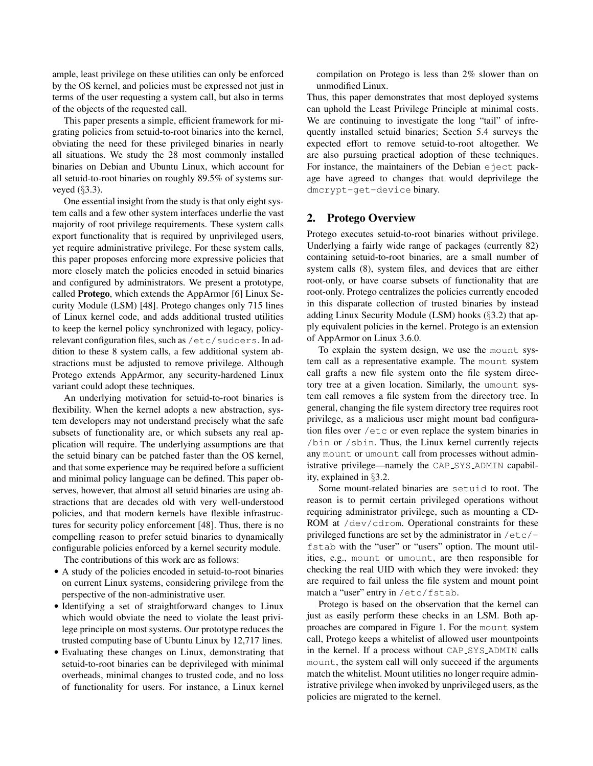ample, least privilege on these utilities can only be enforced by the OS kernel, and policies must be expressed not just in terms of the user requesting a system call, but also in terms of the objects of the requested call.

This paper presents a simple, efficient framework for migrating policies from setuid-to-root binaries into the kernel, obviating the need for these privileged binaries in nearly all situations. We study the 28 most commonly installed binaries on Debian and Ubuntu Linux, which account for all setuid-to-root binaries on roughly 89.5% of systems surveyed (§3.3).

One essential insight from the study is that only eight system calls and a few other system interfaces underlie the vast majority of root privilege requirements. These system calls export functionality that is required by unprivileged users, yet require administrative privilege. For these system calls, this paper proposes enforcing more expressive policies that more closely match the policies encoded in setuid binaries and configured by administrators. We present a prototype, called **Protego**, which extends the AppArmor [6] Linux Security Module (LSM) [48]. Protego changes only 715 lines of Linux kernel code, and adds additional trusted utilities to keep the kernel policy synchronized with legacy, policy-relevant configuration files, such as `/etc/sudoers`. In addition to these 8 system calls, a few additional system abstractions must be adjusted to remove privilege. Although Protego extends AppArmor, any security-hardened Linux variant could adopt these techniques.

An underlying motivation for setuid-to-root binaries is flexibility. When the kernel adopts a new abstraction, system developers may not understand precisely what the safe subsets of functionality are, or which subsets any real application will require. The underlying assumptions are that the setuid binary can be patched faster than the OS kernel, and that some experience may be required before a sufficient and minimal policy language can be defined. This paper observes, however, that almost all setuid binaries are using abstractions that are decades old with very well-understood policies, and that modern kernels have flexible infrastructures for security policy enforcement [48]. Thus, there is no compelling reason to prefer setuid binaries to dynamically configurable policies enforced by a kernel security module.

The contributions of this work are as follows:

- A study of the policies encoded in setuid-to-root binaries on current Linux systems, considering privilege from the perspective of the non-administrative user.
- Identifying a set of straightforward changes to Linux which would obviate the need to violate the least privilege principle on most systems. Our prototype reduces the trusted computing base of Ubuntu Linux by 12,717 lines.
- Evaluating these changes on Linux, demonstrating that setuid-to-root binaries can be deprivileged with minimal overheads, minimal changes to trusted code, and no loss of functionality for users. For instance, a Linux kernel compilation on Protego is less than 2% slower than on unmodified Linux.

Thus, this paper demonstrates that most deployed systems can uphold the Least Privilege Principle at minimal costs. We are continuing to investigate the long "tail" of infrequently installed setuid binaries; Section 5.4 surveys the expected effort to remove setuid-to-root altogether. We are also pursuing practical adoption of these techniques. For instance, the maintainers of the Debian `eject` package have agreed to changes that would deprivilege the `dmcrypt-get-device` binary.

## 2. Protego Overview

Protego executes setuid-to-root binaries without privilege. Underlying a fairly wide range of packages (currently 82) containing setuid-to-root binaries, are a small number of system calls (8), system files, and devices that are either root-only, or have coarse subsets of functionality that are root-only. Protego centralizes the policies currently encoded in this disparate collection of trusted binaries by instead adding Linux Security Module (LSM) hooks (§3.2) that apply equivalent policies in the kernel. Protego is an extension of AppArmor on Linux 3.6.0.

To explain the system design, we use the `mount` system call as a representative example. The `mount` system call grafts a new file system onto the file system directory tree at a given location. Similarly, the `umount` system call removes a file system from the directory tree. In general, changing the file system directory tree requires root privilege, as a malicious user might mount bad configuration files over `/etc` or even replace the system binaries in `/bin` or `/sbin`. Thus, the Linux kernel currently rejects any `mount` or `umount` call from processes without administrative privilege—namely the `CAP_SYS_ADMIN` capability, explained in §3.2.

Some mount-related binaries are `setuid` to root. The reason is to permit certain privileged operations without requiring administrator privilege, such as mounting a CD-ROM at `/dev/cdrom`. Operational constraints for these privileged functions are set by the administrator in `/etc/fstab` with the "user" or "users" option. The mount utilities, e.g., `mount` or `umount`, are then responsible for checking the real UID with which they were invoked: they are required to fail unless the file system and mount point match a "user" entry in `/etc/fstab`.

Protego is based on the observation that the kernel can just as easily perform these checks in an LSM. Both approaches are compared in Figure 1. For the `mount` system call, Protego keeps a whitelist of allowed user mountpoints in the kernel. If a process without `CAP_SYS_ADMIN` calls `mount`, the system call will only succeed if the arguments match the whitelist. Mount utilities no longer require administrative privilege when invoked by unprivileged users, as the policies are migrated to the kernel.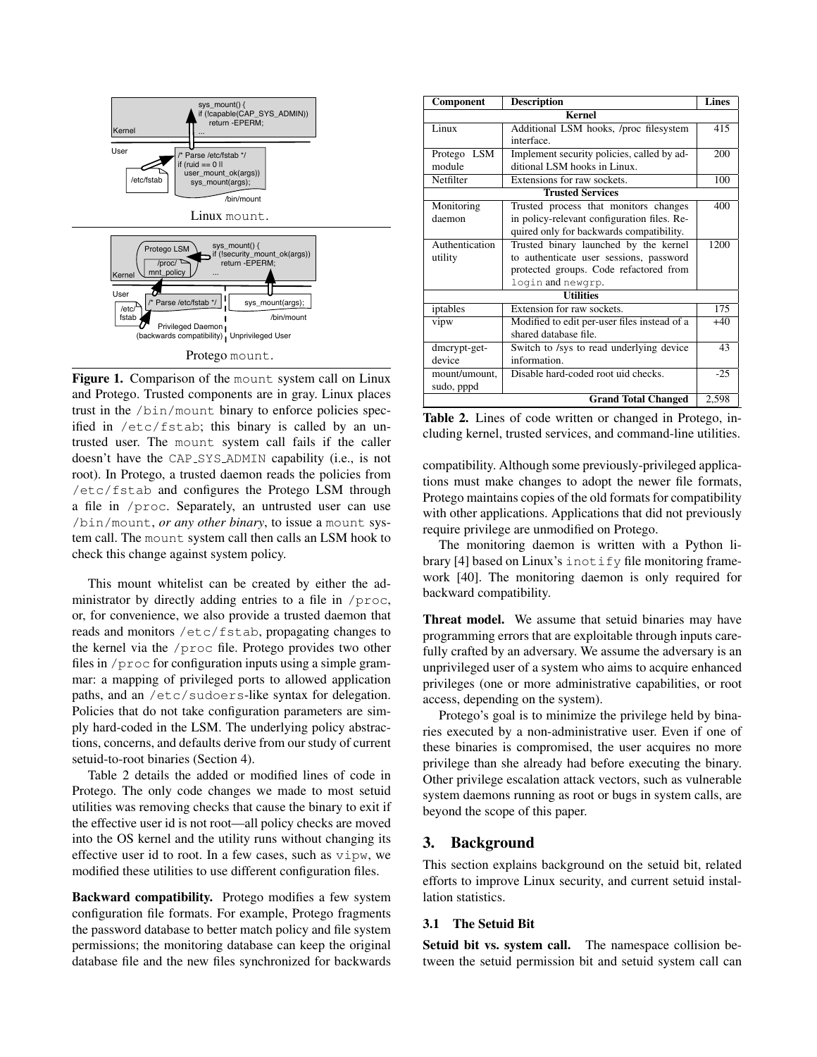sys_mount() {
if (!capable(CAP_SYS_ADMIN))
return -EPERM;
...

Kernel

User

/etc/fstab

/* Parse /etc/fstab */
if (ruid == 0 ||
user_mount_ok(args))
sys_mount(args);

/bin/mount

Linux mount.

Protego LSM
/proc/
mnt_policy

sys_mount() {
if (!security_mount_ok(args))
return -EPERM;
...

Kernel

User

/etc/
fstab

/* Parse /etc/fstab */

Privileged Daemon
(backwards compatibility)

sys_mount(args);

/bin/mount

Unprivileged User

Protego mount.

**Figure 1.** Comparison of the mount system call on Linux and Protego. Trusted components are in gray. Linux places trust in the /bin/mount binary to enforce policies specified in /etc/fstab; this binary is called by an untrusted user. The mount system call fails if the caller doesn't have the CAP_SYS_ADMIN capability (i.e., is not root). In Protego, a trusted daemon reads the policies from /etc/fstab and configures the Protego LSM through a file in /proc. Separately, an untrusted user can use /bin/mount, *or any other binary*, to issue a mount system call. The mount system call then calls an LSM hook to check this change against system policy.

This mount whitelist can be created by either the administrator by directly adding entries to a file in /proc, or, for convenience, we also provide a trusted daemon that reads and monitors /etc/fstab, propagating changes to the kernel via the /proc file. Protego provides two other files in /proc for configuration inputs using a simple grammar: a mapping of privileged ports to allowed application paths, and an /etc/sudoers-like syntax for delegation. Policies that do not take configuration parameters are simply hard-coded in the LSM. The underlying policy abstractions, concerns, and defaults derive from our study of current setuid-to-root binaries (Section 4).

Table 2 details the added or modified lines of code in Protego. The only code changes we made to most setuid utilities was removing checks that cause the binary to exit if the effective user id is not root—all policy checks are moved into the OS kernel and the utility runs without changing its effective user id to root. In a few cases, such as vipw, we modified these utilities to use different configuration files.

**Backward compatibility.** Protego modifies a few system configuration file formats. For example, Protego fragments the password database to better match policy and file system permissions; the monitoring database can keep the original database file and the new files synchronized for backwards compatibility. Although some previously-privileged applications must make changes to adopt the newer file formats, Protego maintains copies of the old formats for compatibility with other applications. Applications that did not previously require privilege are unmodified on Protego.

| Component | Description | Lines |
|---|---|---|
| **Kernel** | | |
| Linux | Additional LSM hooks, /proc filesystem interface. | 415 |
| Protego LSM module | Implement security policies, called by additional LSM hooks in Linux. | 200 |
| Netfilter | Extensions for raw sockets. | 100 |
| **Trusted Services** | | |
| Monitoring daemon | Trusted process that monitors changes in policy-relevant configuration files. Required only for backwards compatibility. | 400 |
| Authentication utility | Trusted binary launched by the kernel to authenticate user sessions, password protected groups. Code refactored from login and newgrp. | 1200 |
| **Utilities** | | |
| iptables | Extension for raw sockets. | 175 |
| vipw | Modified to edit per-user files instead of a shared database file. | +40 |
| dmcrypt-get-device | Switch to /sys to read underlying device information. | 43 |
| mount/umount, sudo, pppd | Disable hard-coded root uid checks. | -25 |
| **Grand Total Changed** | | 2,598 |

**Table 2.** Lines of code written or changed in Protego, including kernel, trusted services, and command-line utilities.

The monitoring daemon is written with a Python library [4] based on Linux's inotify file monitoring framework [40]. The monitoring daemon is only required for backward compatibility.

**Threat model.** We assume that setuid binaries may have programming errors that are exploitable through inputs carefully crafted by an adversary. We assume the adversary is an unprivileged user of a system who aims to acquire enhanced privileges (one or more administrative capabilities, or root access, depending on the system).

Protego's goal is to minimize the privilege held by binaries executed by a non-administrative user. Even if one of these binaries is compromised, the user acquires no more privilege than she already had before executing the binary. Other privilege escalation attack vectors, such as vulnerable system daemons running as root or bugs in system calls, are beyond the scope of this paper.

## 3. Background

This section explains background on the setuid bit, related efforts to improve Linux security, and current setuid installation statistics.

### 3.1 The Setuid Bit

**Setuid bit vs. system call.** The namespace collision between the setuid permission bit and setuid system call can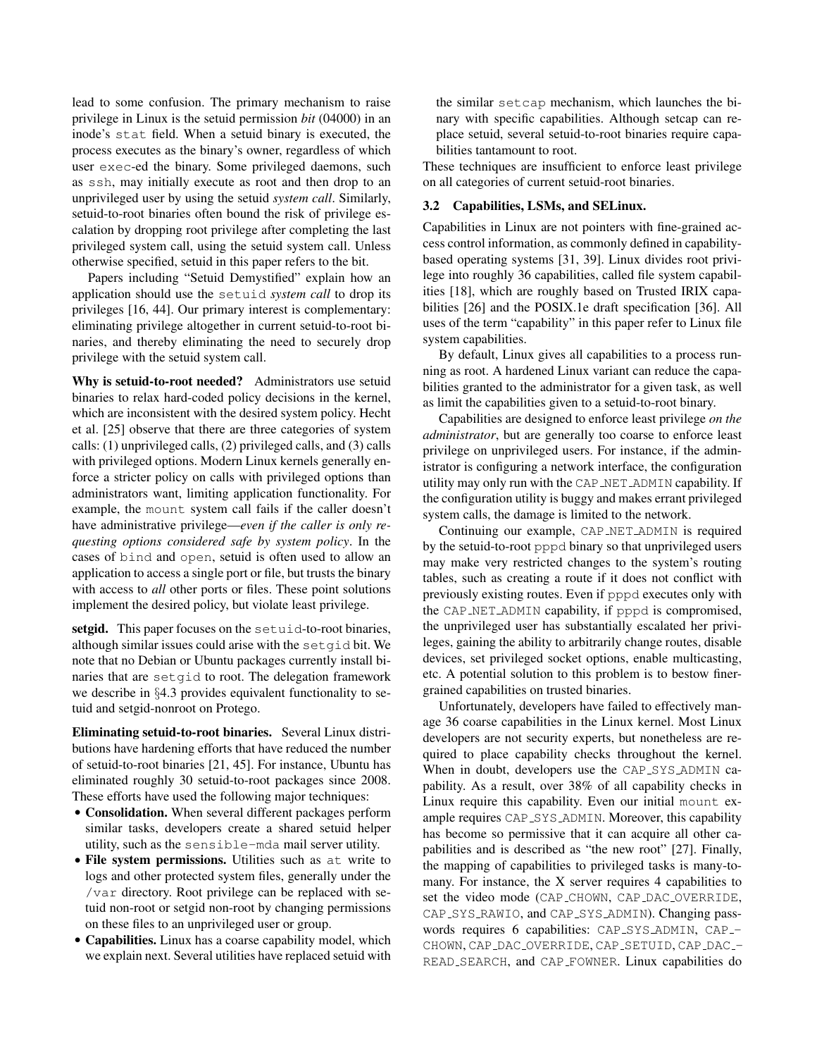lead to some confusion. The primary mechanism to raise privilege in Linux is the setuid permission *bit* (04000) in an inode's `stat` field. When a setuid binary is executed, the process executes as the binary's owner, regardless of which user `exec`-ed the binary. Some privileged daemons, such as `ssh`, may initially execute as root and then drop to an unprivileged user by using the setuid *system call*. Similarly, setuid-to-root binaries often bound the risk of privilege escalation by dropping root privilege after completing the last privileged system call, using the setuid system call. Unless otherwise specified, setuid in this paper refers to the bit.

Papers including "Setuid Demystified" explain how an application should use the `setuid` *system call* to drop its privileges [16, 44]. Our primary interest is complementary: eliminating privilege altogether in current setuid-to-root binaries, and thereby eliminating the need to securely drop privilege with the setuid system call.

**Why is setuid-to-root needed?** Administrators use setuid binaries to relax hard-coded policy decisions in the kernel, which are inconsistent with the desired system policy. Hecht et al. [25] observe that there are three categories of system calls: (1) unprivileged calls, (2) privileged calls, and (3) calls with privileged options. Modern Linux kernels generally enforce a stricter policy on calls with privileged options than administrators want, limiting application functionality. For example, the `mount` system call fails if the caller doesn't have administrative privilege—*even if the caller is only requesting options considered safe by system policy*. In the cases of `bind` and `open`, setuid is often used to allow an application to access a single port or file, but trusts the binary with access to *all* other ports or files. These point solutions implement the desired policy, but violate least privilege.

**setgid.** This paper focuses on the `setuid`-to-root binaries, although similar issues could arise with the `setgid` bit. We note that no Debian or Ubuntu packages currently install binaries that are `setgid` to root. The delegation framework we describe in §4.3 provides equivalent functionality to setuid and setgid-nonroot on Protego.

**Eliminating setuid-to-root binaries.** Several Linux distributions have hardening efforts that have reduced the number of setuid-to-root binaries [21, 45]. For instance, Ubuntu has eliminated roughly 30 setuid-to-root packages since 2008. These efforts have used the following major techniques:

- **Consolidation.** When several different packages perform similar tasks, developers create a shared setuid helper utility, such as the `sensible-mda` mail server utility.
- **File system permissions.** Utilities such as `at` write to logs and other protected system files, generally under the `/var` directory. Root privilege can be replaced with setuid non-root or setgid non-root by changing permissions on these files to an unprivileged user or group.
- **Capabilities.** Linux has a coarse capability model, which we explain next. Several utilities have replaced setuid with the similar `setcap` mechanism, which launches the binary with specific capabilities. Although setcap can replace setuid, several setuid-to-root binaries require capabilities tantamount to root.

These techniques are insufficient to enforce least privilege on all categories of current setuid-root binaries.

### 3.2 Capabilities, LSMs, and SELinux.

Capabilities in Linux are not pointers with fine-grained access control information, as commonly defined in capability-based operating systems [31, 39]. Linux divides root privilege into roughly 36 capabilities, called file system capabilities [18], which are roughly based on Trusted IRIX capabilities [26] and the POSIX.1e draft specification [36]. All uses of the term "capability" in this paper refer to Linux file system capabilities.

By default, Linux gives all capabilities to a process running as root. A hardened Linux variant can reduce the capabilities granted to the administrator for a given task, as well as limit the capabilities given to a setuid-to-root binary.

Capabilities are designed to enforce least privilege *on the administrator*, but are generally too coarse to enforce least privilege on unprivileged users. For instance, if the administrator is configuring a network interface, the configuration utility may only run with the `CAP_NET_ADMIN` capability. If the configuration utility is buggy and makes errant privileged system calls, the damage is limited to the network.

Continuing our example, `CAP_NET_ADMIN` is required by the setuid-to-root `pppd` binary so that unprivileged users may make very restricted changes to the system's routing tables, such as creating a route if it does not conflict with previously existing routes. Even if `pppd` executes only with the `CAP_NET_ADMIN` capability, if `pppd` is compromised, the unprivileged user has substantially escalated her privileges, gaining the ability to arbitrarily change routes, disable devices, set privileged socket options, enable multicasting, etc. A potential solution to this problem is to bestow finer-grained capabilities on trusted binaries.

Unfortunately, developers have failed to effectively manage 36 coarse capabilities in the Linux kernel. Most Linux developers are not security experts, but nonetheless are required to place capability checks throughout the kernel. When in doubt, developers use the `CAP_SYS_ADMIN` capability. As a result, over 38% of all capability checks in Linux require this capability. Even our initial `mount` example requires `CAP_SYS_ADMIN`. Moreover, this capability has become so permissive that it can acquire all other capabilities and is described as "the new root" [27]. Finally, the mapping of capabilities to privileged tasks is many-to-many. For instance, the X server requires 4 capabilities to set the video mode (`CAP_CHOWN`, `CAP_DAC_OVERRIDE`, `CAP_SYS_RAWIO`, and `CAP_SYS_ADMIN`). Changing passwords requires 6 capabilities: `CAP_SYS_ADMIN`, `CAP_CHOWN`, `CAP_DAC_OVERRIDE`, `CAP_SETUID`, `CAP_DAC_READ_SEARCH`, and `CAP_FOWNER`. Linux capabilities do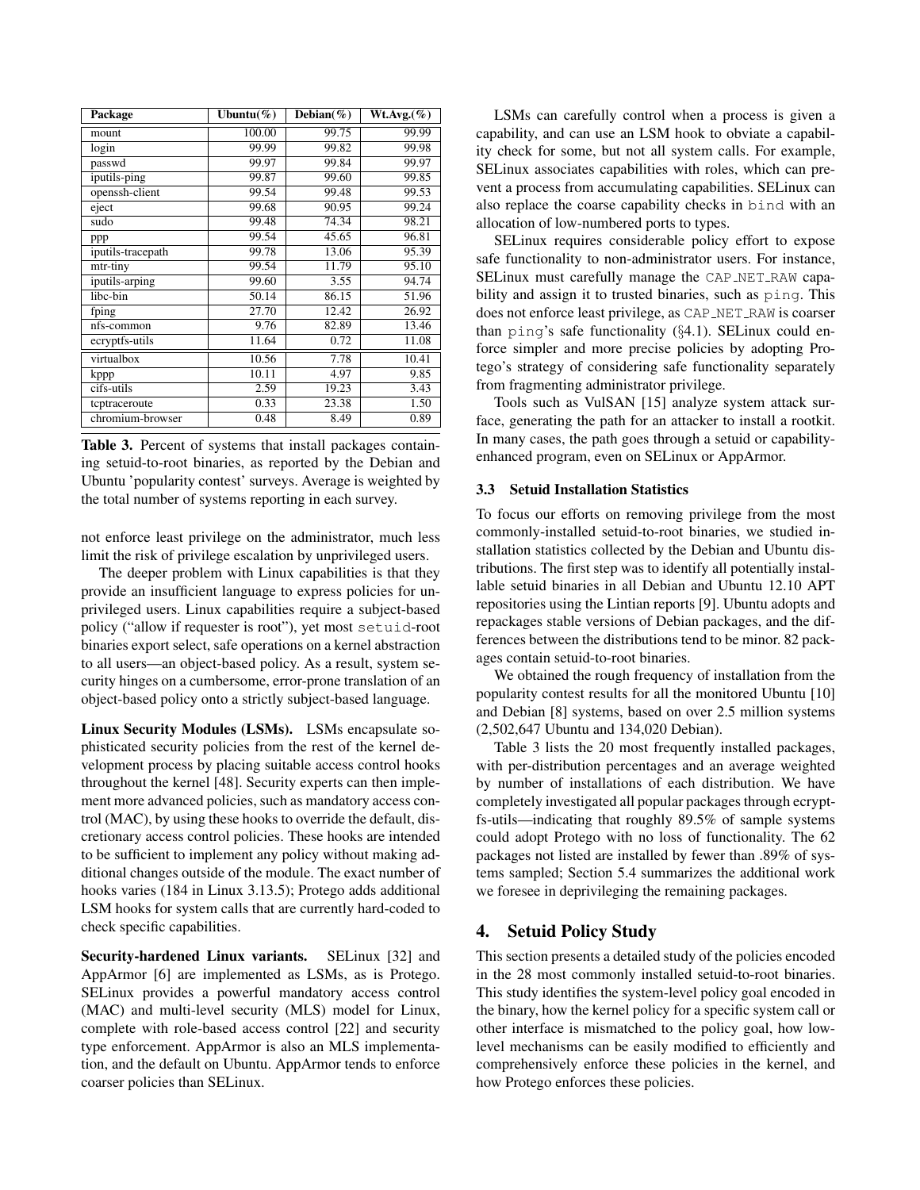| Package | Ubuntu(%) | Debian(%) | Wt.Avg.(%) |
|---|---|---|---|
| mount | 100.00 | 99.75 | 99.99 |
| login | 99.99 | 99.82 | 99.98 |
| passwd | 99.97 | 99.84 | 99.97 |
| iputils-ping | 99.87 | 99.60 | 99.85 |
| openssh-client | 99.54 | 99.48 | 99.53 |
| eject | 99.68 | 90.95 | 99.24 |
| sudo | 99.48 | 74.34 | 98.21 |
| ppp | 99.54 | 45.65 | 96.81 |
| iputils-tracepath | 99.78 | 13.06 | 95.39 |
| mtr-tiny | 99.54 | 11.79 | 95.10 |
| iputils-arping | 99.60 | 3.55 | 94.74 |
| libc-bin | 50.14 | 86.15 | 51.96 |
| fping | 27.70 | 12.42 | 26.92 |
| nfs-common | 9.76 | 82.89 | 13.46 |
| ecryptfs-utils | 11.64 | 0.72 | 11.08 |
| virtualbox | 10.56 | 7.78 | 10.41 |
| kppp | 10.11 | 4.97 | 9.85 |
| cifs-utils | 2.59 | 19.23 | 3.43 |
| tcptraceroute | 0.33 | 23.38 | 1.50 |
| chromium-browser | 0.48 | 8.49 | 0.89 |

**Table 3.** Percent of systems that install packages containing setuid-to-root binaries, as reported by the Debian and Ubuntu 'popularity contest' surveys. Average is weighted by the total number of systems reporting in each survey.

not enforce least privilege on the administrator, much less limit the risk of privilege escalation by unprivileged users.

The deeper problem with Linux capabilities is that they provide an insufficient language to express policies for unprivileged users. Linux capabilities require a subject-based policy ("allow if requester is root"), yet most `setuid`-root binaries export select, safe operations on a kernel abstraction to all users—an object-based policy. As a result, system security hinges on a cumbersome, error-prone translation of an object-based policy onto a strictly subject-based language.

**Linux Security Modules (LSMs).** LSMs encapsulate sophisticated security policies from the rest of the kernel development process by placing suitable access control hooks throughout the kernel [48]. Security experts can then implement more advanced policies, such as mandatory access control (MAC), by using these hooks to override the default, discretionary access control policies. These hooks are intended to be sufficient to implement any policy without making additional changes outside of the module. The exact number of hooks varies (184 in Linux 3.13.5); Protego adds additional LSM hooks for system calls that are currently hard-coded to check specific capabilities.

**Security-hardened Linux variants.** SELinux [32] and AppArmor [6] are implemented as LSMs, as is Protego. SELinux provides a powerful mandatory access control (MAC) and multi-level security (MLS) model for Linux, complete with role-based access control [22] and security type enforcement. AppArmor is also an MLS implementation, and the default on Ubuntu. AppArmor tends to enforce coarser policies than SELinux.

LSMs can carefully control when a process is given a capability, and can use an LSM hook to obviate a capability check for some, but not all system calls. For example, SELinux associates capabilities with roles, which can prevent a process from accumulating capabilities. SELinux can also replace the coarse capability checks in `bind` with an allocation of low-numbered ports to types.

SELinux requires considerable policy effort to expose safe functionality to non-administrator users. For instance, SELinux must carefully manage the `CAP_NET_RAW` capability and assign it to trusted binaries, such as `ping`. This does not enforce least privilege, as `CAP_NET_RAW` is coarser than `ping`'s safe functionality (§4.1). SELinux could enforce simpler and more precise policies by adopting Protego's strategy of considering safe functionality separately from fragmenting administrator privilege.

Tools such as VulSAN [15] analyze system attack surface, generating the path for an attacker to install a rootkit. In many cases, the path goes through a setuid or capability-enhanced program, even on SELinux or AppArmor.

### 3.3 Setuid Installation Statistics

To focus our efforts on removing privilege from the most commonly-installed setuid-to-root binaries, we studied installation statistics collected by the Debian and Ubuntu distributions. The first step was to identify all potentially installable setuid binaries in all Debian and Ubuntu 12.10 APT repositories using the Lintian reports [9]. Ubuntu adopts and repackages stable versions of Debian packages, and the differences between the distributions tend to be minor. 82 packages contain setuid-to-root binaries.

We obtained the rough frequency of installation from the popularity contest results for all the monitored Ubuntu [10] and Debian [8] systems, based on over 2.5 million systems (2,502,647 Ubuntu and 134,020 Debian).

Table 3 lists the 20 most frequently installed packages, with per-distribution percentages and an average weighted by number of installations of each distribution. We have completely investigated all popular packages through ecryptfs-utils—indicating that roughly 89.5% of sample systems could adopt Protego with no loss of functionality. The 62 packages not listed are installed by fewer than .89% of systems sampled; Section 5.4 summarizes the additional work we foresee in deprivileging the remaining packages.

## 4. Setuid Policy Study

This section presents a detailed study of the policies encoded in the 28 most commonly installed setuid-to-root binaries. This study identifies the system-level policy goal encoded in the binary, how the kernel policy for a specific system call or other interface is mismatched to the policy goal, how low-level mechanisms can be easily modified to efficiently and comprehensively enforce these policies in the kernel, and how Protego enforces these policies.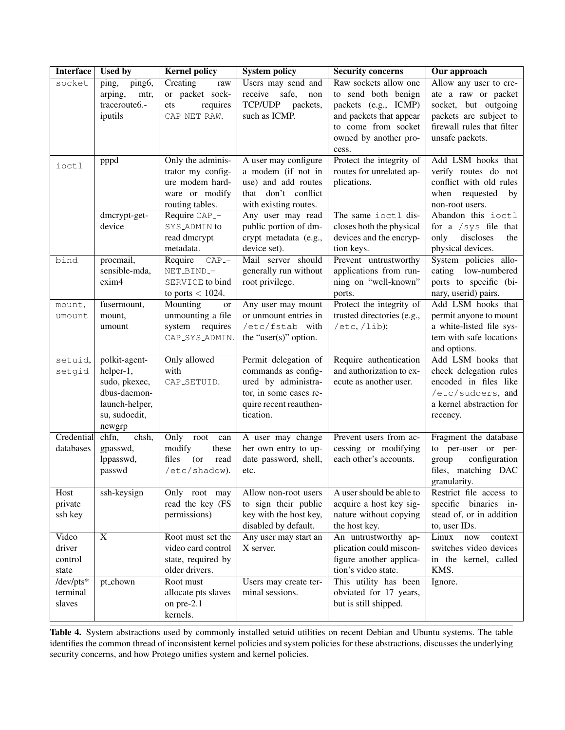| Interface | Used by | Kernel policy | System policy | Security concerns | Our approach |
|---|---|---|---|---|---|
| socket | ping, ping6, arping, mtr, traceroute6.-iputils | Creating raw or packet sockets requires CAP_NET_RAW. | Users may send and receive safe, non TCP/UDP packets, such as ICMP. | Raw sockets allow one to send both benign packets (e.g., ICMP) and packets that appear to come from socket owned by another process. | Allow any user to create a raw or packet socket, but outgoing packets are subject to firewall rules that filter unsafe packets. |
| ioctl | pppd | Only the administrator my configure modem hardware or modify routing tables. | A user may configure a modem (if not in use) and add routes that don't conflict with existing routes. | Protect the integrity of routes for unrelated applications. | Add LSM hooks that verify routes do not conflict with old rules when requested by non-root users. |
| | dmcrypt-get-device | Require CAP_SYS_ADMIN to read dmcrypt metadata. | Any user may read public portion of dm-crypt metadata (e.g., device set). | The same ioctl discloses both the physical devices and the encryption keys. | Abandon this ioctl for a /sys file that only discloses the physical devices. |
| bind | procmail, sensible-mda, exim4 | Require CAP_NET_BIND_SERVICE to bind to ports < 1024. | Mail server should generally run without root privilege. | Prevent untrustworthy applications from running on "well-known" ports. | System policies allocating low-numbered ports to specific (binary, userid) pairs. |
| mount, umount | fusermount, mount, umount | Mounting or unmounting a file system requires CAP_SYS_ADMIN. | Any user may mount or unmount entries in /etc/fstab with the "user(s)" option. | Protect the integrity of trusted directories (e.g., /etc, /lib); | Add LSM hooks that permit anyone to mount a white-listed file system with safe locations and options. |
| setuid, setgid | polkit-agent-helper-1, sudo, pkexec, dbus-daemon-launch-helper, su, sudoedit, newgrp | Only allowed with CAP_SETUID. | Permit delegation of commands as configured by administrator, in some cases require recent reauthentication. | Require authentication and authorization to execute as another user. | Add LSM hooks that check delegation rules encoded in files like /etc/sudoers, and a kernel abstraction for recency. |
| Credential databases | chfn, chsh, gpasswd, lppasswd, passwd | Only root can modify these files (or read /etc/shadow). | A user may change her own entry to update password, shell, etc. | Prevent users from accessing or modifying each other's accounts. | Fragment the database to per-user or per-group configuration files, matching DAC granularity. |
| Host private ssh key | ssh-keysign | Only root may read the key (FS permissions) | Allow non-root users to sign their public key with the host key, disabled by default. | A user should be able to acquire a host key signature without copying the host key. | Restrict file access to specific binaries instead of, or in addition to, user IDs. |
| Video driver control state | X | Root must set the video card control state, required by older drivers. | Any user may start an X server. | An untrustworthy application could misconfigure another application's video state. | Linux now context switches video devices in the kernel, called KMS. |
| /dev/pts* terminal slaves | pt_chown | Root must allocate pts slaves on pre-2.1 kernels. | Users may create terminal sessions. | This utility has been obviated for 17 years, but is still shipped. | Ignore. |

**Table 4.** System abstractions used by commonly installed setuid utilities on recent Debian and Ubuntu systems. The table identifies the common thread of inconsistent kernel policies and system policies for these abstractions, discusses the underlying security concerns, and how Protego unifies system and kernel policies.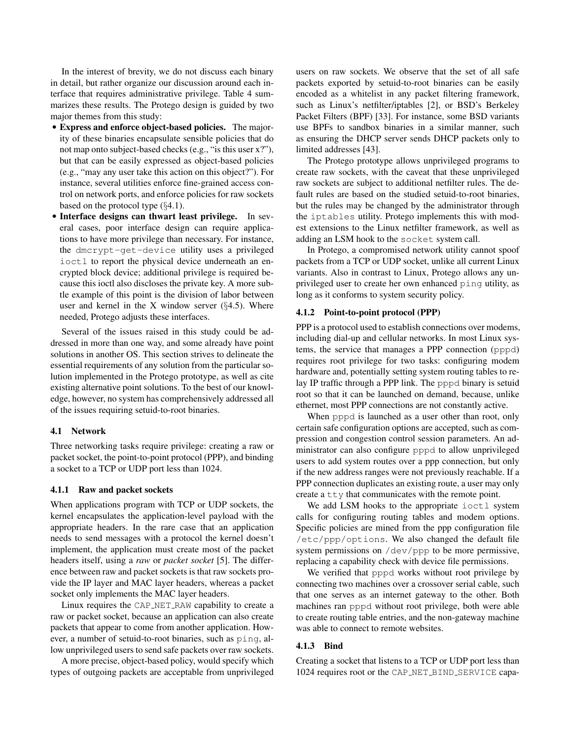In the interest of brevity, we do not discuss each binary in detail, but rather organize our discussion around each interface that requires administrative privilege. Table 4 summarizes these results. The Protego design is guided by two major themes from this study:

- **Express and enforce object-based policies.** The majority of these binaries encapsulate sensible policies that do not map onto subject-based checks (e.g., "is this user x?"), but that can be easily expressed as object-based policies (e.g., "may any user take this action on this object?"). For instance, several utilities enforce fine-grained access control on network ports, and enforce policies for raw sockets based on the protocol type (§4.1).
- **Interface designs can thwart least privilege.** In several cases, poor interface design can require applications to have more privilege than necessary. For instance, the `dmcrypt-get-device` utility uses a privileged `ioctl` to report the physical device underneath an encrypted block device; additional privilege is required because this ioctl also discloses the private key. A more subtle example of this point is the division of labor between user and kernel in the X window server (§4.5). Where needed, Protego adjusts these interfaces.

Several of the issues raised in this study could be addressed in more than one way, and some already have point solutions in another OS. This section strives to delineate the essential requirements of any solution from the particular solution implemented in the Protego prototype, as well as cite existing alternative point solutions. To the best of our knowledge, however, no system has comprehensively addressed all of the issues requiring setuid-to-root binaries.

## 4.1 Network

Three networking tasks require privilege: creating a raw or packet socket, the point-to-point protocol (PPP), and binding a socket to a TCP or UDP port less than 1024.

### 4.1.1 Raw and packet sockets

When applications program with TCP or UDP sockets, the kernel encapsulates the application-level payload with the appropriate headers. In the rare case that an application needs to send messages with a protocol the kernel doesn't implement, the application must create most of the packet headers itself, using a *raw* or *packet socket* [5]. The difference between raw and packet sockets is that raw sockets provide the IP layer and MAC layer headers, whereas a packet socket only implements the MAC layer headers.

Linux requires the `CAP_NET_RAW` capability to create a raw or packet socket, because an application can also create packets that appear to come from another application. However, a number of setuid-to-root binaries, such as `ping`, allow unprivileged users to send safe packets over raw sockets.

A more precise, object-based policy, would specify which types of outgoing packets are acceptable from unprivileged users on raw sockets. We observe that the set of all safe packets exported by setuid-to-root binaries can be easily encoded as a whitelist in any packet filtering framework, such as Linux's netfilter/iptables [2], or BSD's Berkeley Packet Filters (BPF) [33]. For instance, some BSD variants use BPFs to sandbox binaries in a similar manner, such as ensuring the DHCP server sends DHCP packets only to limited addresses [43].

The Protego prototype allows unprivileged programs to create raw sockets, with the caveat that these unprivileged raw sockets are subject to additional netfilter rules. The default rules are based on the studied setuid-to-root binaries, but the rules may be changed by the administrator through the `iptables` utility. Protego implements this with modest extensions to the Linux netfilter framework, as well as adding an LSM hook to the `socket` system call.

In Protego, a compromised network utility cannot spoof packets from a TCP or UDP socket, unlike all current Linux variants. Also in contrast to Linux, Protego allows any unprivileged user to create her own enhanced `ping` utility, as long as it conforms to system security policy.

### 4.1.2 Point-to-point protocol (PPP)

PPP is a protocol used to establish connections over modems, including dial-up and cellular networks. In most Linux systems, the service that manages a PPP connection (`pppd`) requires root privilege for two tasks: configuring modem hardware and, potentially setting system routing tables to relay IP traffic through a PPP link. The `pppd` binary is setuid root so that it can be launched on demand, because, unlike ethernet, most PPP connections are not constantly active.

When `pppd` is launched as a user other than root, only certain safe configuration options are accepted, such as compression and congestion control session parameters. An administrator can also configure `pppd` to allow unprivileged users to add system routes over a ppp connection, but only if the new address ranges were not previously reachable. If a PPP connection duplicates an existing route, a user may only create a `tty` that communicates with the remote point.

We add LSM hooks to the appropriate `ioctl` system calls for configuring routing tables and modem options. Specific policies are mined from the ppp configuration file `/etc/ppp/options`. We also changed the default file system permissions on `/dev/ppp` to be more permissive, replacing a capability check with device file permissions.

We verified that `pppd` works without root privilege by connecting two machines over a crossover serial cable, such that one serves as an internet gateway to the other. Both machines ran `pppd` without root privilege, both were able to create routing table entries, and the non-gateway machine was able to connect to remote websites.

### 4.1.3 Bind

Creating a socket that listens to a TCP or UDP port less than 1024 requires root or the `CAP_NET_BIND_SERVICE` capa-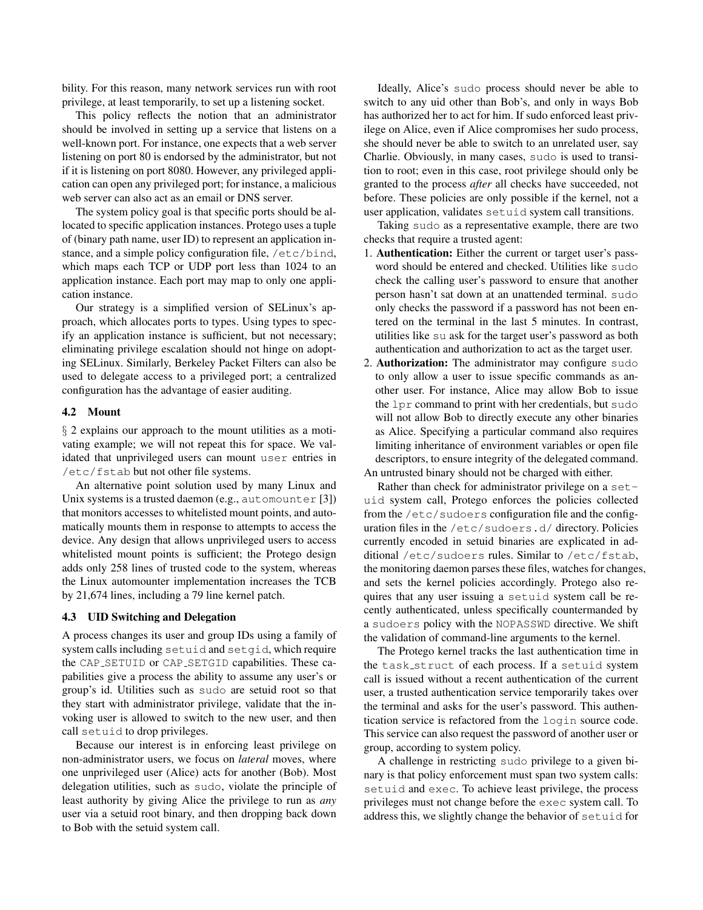bility. For this reason, many network services run with root privilege, at least temporarily, to set up a listening socket.

This policy reflects the notion that an administrator should be involved in setting up a service that listens on a well-known port. For instance, one expects that a web server listening on port 80 is endorsed by the administrator, but not if it is listening on port 8080. However, any privileged application can open any privileged port; for instance, a malicious web server can also act as an email or DNS server.

The system policy goal is that specific ports should be allocated to specific application instances. Protego uses a tuple of (binary path name, user ID) to represent an application instance, and a simple policy configuration file, `/etc/bind`, which maps each TCP or UDP port less than 1024 to an application instance. Each port may map to only one application instance.

Our strategy is a simplified version of SELinux's approach, which allocates ports to types. Using types to specify an application instance is sufficient, but not necessary; eliminating privilege escalation should not hinge on adopting SELinux. Similarly, Berkeley Packet Filters can also be used to delegate access to a privileged port; a centralized configuration has the advantage of easier auditing.

### 4.2 Mount

§ 2 explains our approach to the mount utilities as a motivating example; we will not repeat this for space. We validated that unprivileged users can mount `user` entries in `/etc/fstab` but not other file systems.

An alternative point solution used by many Linux and Unix systems is a trusted daemon (e.g., `automounter` [3]) that monitors accesses to whitelisted mount points, and automatically mounts them in response to attempts to access the device. Any design that allows unprivileged users to access whitelisted mount points is sufficient; the Protego design adds only 258 lines of trusted code to the system, whereas the Linux automounter implementation increases the TCB by 21,674 lines, including a 79 line kernel patch.

### 4.3 UID Switching and Delegation

A process changes its user and group IDs using a family of system calls including `setuid` and `setgid`, which require the `CAP_SETUID` or `CAP_SETGID` capabilities. These capabilities give a process the ability to assume any user's or group's id. Utilities such as `sudo` are setuid root so that they start with administrator privilege, validate that the invoking user is allowed to switch to the new user, and then call `setuid` to drop privileges.

Because our interest is in enforcing least privilege on non-administrator users, we focus on *lateral* moves, where one unprivileged user (Alice) acts for another (Bob). Most delegation utilities, such as `sudo`, violate the principle of least authority by giving Alice the privilege to run as *any* user via a setuid root binary, and then dropping back down to Bob with the setuid system call.

Ideally, Alice's `sudo` process should never be able to switch to any uid other than Bob's, and only in ways Bob has authorized her to act for him. If sudo enforced least privilege on Alice, even if Alice compromises her sudo process, she should never be able to switch to an unrelated user, say Charlie. Obviously, in many cases, `sudo` is used to transition to root; even in this case, root privilege should only be granted to the process *after* all checks have succeeded, not before. These policies are only possible if the kernel, not a user application, validates `setuid` system call transitions.

Taking `sudo` as a representative example, there are two checks that require a trusted agent:

1. **Authentication:** Either the current or target user's password should be entered and checked. Utilities like `sudo` check the calling user's password to ensure that another person hasn't sat down at an unattended terminal. `sudo` only checks the password if a password has not been entered on the terminal in the last 5 minutes. In contrast, utilities like `su` ask for the target user's password as both authentication and authorization to act as the target user.
2. **Authorization:** The administrator may configure `sudo` to only allow a user to issue specific commands as another user. For instance, Alice may allow Bob to issue the `lpr` command to print with her credentials, but `sudo` will not allow Bob to directly execute any other binaries as Alice. Specifying a particular command also requires limiting inheritance of environment variables or open file descriptors, to ensure integrity of the delegated command.

An untrusted binary should not be charged with either.

Rather than check for administrator privilege on a `setuid` system call, Protego enforces the policies collected from the `/etc/sudoers` configuration file and the configuration files in the `/etc/sudoers.d/` directory. Policies currently encoded in setuid binaries are explicated in additional `/etc/sudoers` rules. Similar to `/etc/fstab`, the monitoring daemon parses these files, watches for changes, and sets the kernel policies accordingly. Protego also requires that any user issuing a `setuid` system call be recently authenticated, unless specifically countermanded by a `sudoers` policy with the `NOPASSWD` directive. We shift the validation of command-line arguments to the kernel.

The Protego kernel tracks the last authentication time in the `task_struct` of each process. If a `setuid` system call is issued without a recent authentication of the current user, a trusted authentication service temporarily takes over the terminal and asks for the user's password. This authentication service is refactored from the `login` source code. This service can also request the password of another user or group, according to system policy.

A challenge in restricting `sudo` privilege to a given binary is that policy enforcement must span two system calls: `setuid` and `exec`. To achieve least privilege, the process privileges must not change before the `exec` system call. To address this, we slightly change the behavior of `setuid` for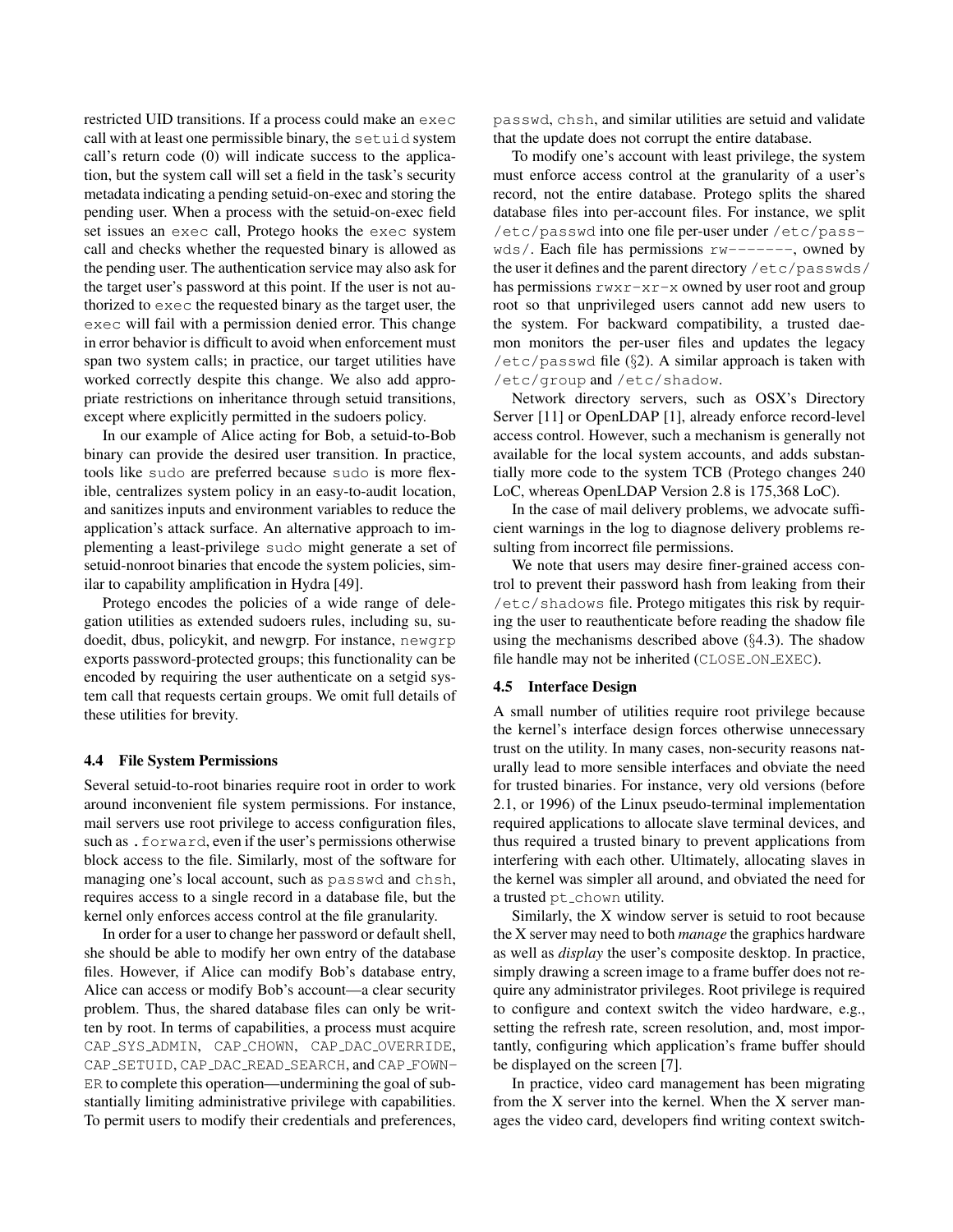restricted UID transitions. If a process could make an exec call with at least one permissible binary, the setuid system call's return code (0) will indicate success to the application, but the system call will set a field in the task's security metadata indicating a pending setuid-on-exec and storing the pending user. When a process with the setuid-on-exec field set issues an exec call, Protego hooks the exec system call and checks whether the requested binary is allowed as the pending user. The authentication service may also ask for the target user's password at this point. If the user is not authorized to exec the requested binary as the target user, the exec will fail with a permission denied error. This change in error behavior is difficult to avoid when enforcement must span two system calls; in practice, our target utilities have worked correctly despite this change. We also add appropriate restrictions on inheritance through setuid transitions, except where explicitly permitted in the sudoers policy.

In our example of Alice acting for Bob, a setuid-to-Bob binary can provide the desired user transition. In practice, tools like sudo are preferred because sudo is more flexible, centralizes system policy in an easy-to-audit location, and sanitizes inputs and environment variables to reduce the application's attack surface. An alternative approach to implementing a least-privilege sudo might generate a set of setuid-nonroot binaries that encode the system policies, similar to capability amplification in Hydra [49].

Protego encodes the policies of a wide range of delegation utilities as extended sudoers rules, including su, sudoedit, dbus, policykit, and newgrp. For instance, newgrp exports password-protected groups; this functionality can be encoded by requiring the user authenticate on a setgid system call that requests certain groups. We omit full details of these utilities for brevity.

### 4.4 File System Permissions

Several setuid-to-root binaries require root in order to work around inconvenient file system permissions. For instance, mail servers use root privilege to access configuration files, such as .forward, even if the user's permissions otherwise block access to the file. Similarly, most of the software for managing one's local account, such as passwd and chsh, requires access to a single record in a database file, but the kernel only enforces access control at the file granularity.

In order for a user to change her password or default shell, she should be able to modify her own entry of the database files. However, if Alice can modify Bob's database entry, Alice can access or modify Bob's account—a clear security problem. Thus, the shared database files can only be written by root. In terms of capabilities, a process must acquire CAP_SYS_ADMIN, CAP_CHOWN, CAP_DAC_OVERRIDE, CAP_SETUID, CAP_DAC_READ_SEARCH, and CAP_FOWNER to complete this operation—undermining the goal of substantially limiting administrative privilege with capabilities. To permit users to modify their credentials and preferences, passwd, chsh, and similar utilities are setuid and validate that the update does not corrupt the entire database.

To modify one's account with least privilege, the system must enforce access control at the granularity of a user's record, not the entire database. Protego splits the shared database files into per-account files. For instance, we split /etc/passwd into one file per-user under /etc/passwds/. Each file has permissions rw-------, owned by the user it defines and the parent directory /etc/passwds/ has permissions rwxr-xr-x owned by user root and group root so that unprivileged users cannot add new users to the system. For backward compatibility, a trusted daemon monitors the per-user files and updates the legacy /etc/passwd file (§2). A similar approach is taken with /etc/group and /etc/shadow.

Network directory servers, such as OSX's Directory Server [11] or OpenLDAP [1], already enforce record-level access control. However, such a mechanism is generally not available for the local system accounts, and adds substantially more code to the system TCB (Protego changes 240 LoC, whereas OpenLDAP Version 2.8 is 175,368 LoC).

In the case of mail delivery problems, we advocate sufficient warnings in the log to diagnose delivery problems resulting from incorrect file permissions.

We note that users may desire finer-grained access control to prevent their password hash from leaking from their /etc/shadows file. Protego mitigates this risk by requiring the user to reauthenticate before reading the shadow file using the mechanisms described above (§4.3). The shadow file handle may not be inherited (CLOSE_ON_EXEC).

### 4.5 Interface Design

A small number of utilities require root privilege because the kernel's interface design forces otherwise unnecessary trust on the utility. In many cases, non-security reasons naturally lead to more sensible interfaces and obviate the need for trusted binaries. For instance, very old versions (before 2.1, or 1996) of the Linux pseudo-terminal implementation required applications to allocate slave terminal devices, and thus required a trusted binary to prevent applications from interfering with each other. Ultimately, allocating slaves in the kernel was simpler all around, and obviated the need for a trusted pt_chown utility.

Similarly, the X window server is setuid to root because the X server may need to both *manage* the graphics hardware as well as *display* the user's composite desktop. In practice, simply drawing a screen image to a frame buffer does not require any administrator privileges. Root privilege is required to configure and context switch the video hardware, e.g., setting the refresh rate, screen resolution, and, most importantly, configuring which application's frame buffer should be displayed on the screen [7].

In practice, video card management has been migrating from the X server into the kernel. When the X server manages the video card, developers find writing context switch-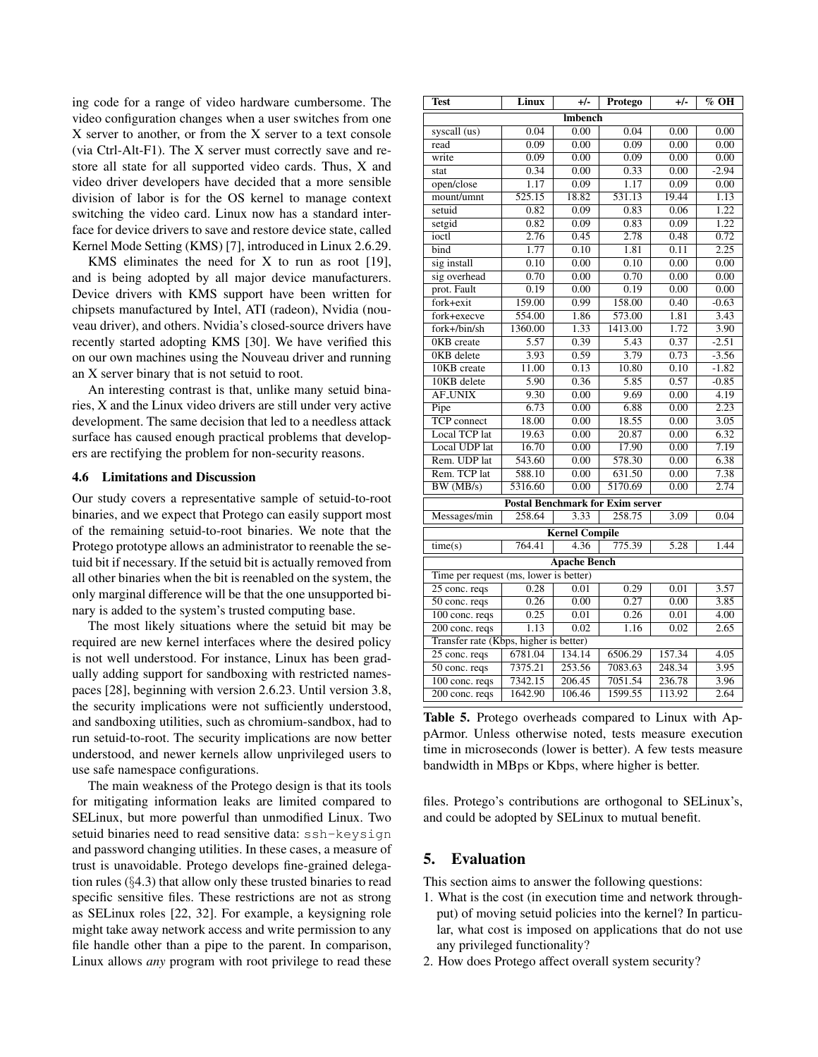ing code for a range of video hardware cumbersome. The video configuration changes when a user switches from one X server to another, or from the X server to a text console (via Ctrl-Alt-F1). The X server must correctly save and restore all state for all supported video cards. Thus, X and video driver developers have decided that a more sensible division of labor is for the OS kernel to manage context switching the video card. Linux now has a standard interface for device drivers to save and restore device state, called Kernel Mode Setting (KMS) [7], introduced in Linux 2.6.29.

KMS eliminates the need for X to run as root [19], and is being adopted by all major device manufacturers. Device drivers with KMS support have been written for chipsets manufactured by Intel, ATI (radeon), Nvidia (nouveau driver), and others. Nvidia's closed-source drivers have recently started adopting KMS [30]. We have verified this on our own machines using the Nouveau driver and running an X server binary that is not setuid to root.

An interesting contrast is that, unlike many setuid binaries, X and the Linux video drivers are still under very active development. The same decision that led to a needless attack surface has caused enough practical problems that developers are rectifying the problem for non-security reasons.

### 4.6 Limitations and Discussion

Our study covers a representative sample of setuid-to-root binaries, and we expect that Protego can easily support most of the remaining setuid-to-root binaries. We note that the Protego prototype allows an administrator to reenable the setuid bit if necessary. If the setuid bit is actually removed from all other binaries when the bit is reenabled on the system, the only marginal difference will be that the one unsupported binary is added to the system's trusted computing base.

The most likely situations where the setuid bit may be required are new kernel interfaces where the desired policy is not well understood. For instance, Linux has been gradually adding support for sandboxing with restricted namespaces [28], beginning with version 2.6.23. Until version 3.8, the security implications were not sufficiently understood, and sandboxing utilities, such as chromium-sandbox, had to run setuid-to-root. The security implications are now better understood, and newer kernels allow unprivileged users to use safe namespace configurations.

The main weakness of the Protego design is that its tools for mitigating information leaks are limited compared to SELinux, but more powerful than unmodified Linux. Two setuid binaries need to read sensitive data: `ssh-keysign` and password changing utilities. In these cases, a measure of trust is unavoidable. Protego develops fine-grained delegation rules (§4.3) that allow only these trusted binaries to read specific sensitive files. These restrictions are not as strong as SELinux roles [22, 32]. For example, a keysigning role might take away network access and write permission to any file handle other than a pipe to the parent. In comparison, Linux allows *any* program with root privilege to read these files. Protego's contributions are orthogonal to SELinux's, and could be adopted by SELinux to mutual benefit.

| Test | Linux | +/- | Protego | +/- | % OH |
|---|---|---|---|---|---|
| **lmbench** | | | | | |
| syscall (us) | 0.04 | 0.00 | 0.04 | 0.00 | 0.00 |
| read | 0.09 | 0.00 | 0.09 | 0.00 | 0.00 |
| write | 0.09 | 0.00 | 0.09 | 0.00 | 0.00 |
| stat | 0.34 | 0.00 | 0.33 | 0.00 | -2.94 |
| open/close | 1.17 | 0.09 | 1.17 | 0.09 | 0.00 |
| mount/umnt | 525.15 | 18.82 | 531.13 | 19.44 | 1.13 |
| setuid | 0.82 | 0.09 | 0.83 | 0.06 | 1.22 |
| setgid | 0.82 | 0.09 | 0.83 | 0.09 | 1.22 |
| ioctl | 2.76 | 0.45 | 2.78 | 0.48 | 0.72 |
| bind | 1.77 | 0.10 | 1.81 | 0.11 | 2.25 |
| sig install | 0.10 | 0.00 | 0.10 | 0.00 | 0.00 |
| sig overhead | 0.70 | 0.00 | 0.70 | 0.00 | 0.00 |
| prot. Fault | 0.19 | 0.00 | 0.19 | 0.00 | 0.00 |
| fork+exit | 159.00 | 0.99 | 158.00 | 0.40 | -0.63 |
| fork+execve | 554.00 | 1.86 | 573.00 | 1.81 | 3.43 |
| fork+/bin/sh | 1360.00 | 1.33 | 1413.00 | 1.72 | 3.90 |
| 0KB create | 5.57 | 0.39 | 5.43 | 0.37 | -2.51 |
| 0KB delete | 3.93 | 0.59 | 3.79 | 0.73 | -3.56 |
| 10KB create | 11.00 | 0.13 | 10.80 | 0.10 | -1.82 |
| 10KB delete | 5.90 | 0.36 | 5.85 | 0.57 | -0.85 |
| AF_UNIX | 9.30 | 0.00 | 9.69 | 0.00 | 4.19 |
| Pipe | 6.73 | 0.00 | 6.88 | 0.00 | 2.23 |
| TCP connect | 18.00 | 0.00 | 18.55 | 0.00 | 3.05 |
| Local TCP lat | 19.63 | 0.00 | 20.87 | 0.00 | 6.32 |
| Local UDP lat | 16.70 | 0.00 | 17.90 | 0.00 | 7.19 |
| Rem. UDP lat | 543.60 | 0.00 | 578.30 | 0.00 | 6.38 |
| Rem. TCP lat | 588.10 | 0.00 | 631.50 | 0.00 | 7.38 |
| BW (MB/s) | 5316.60 | 0.00 | 5170.69 | 0.00 | 2.74 |
| **Postal Benchmark for Exim server** | | | | | |
| Messages/min | 258.64 | 3.33 | 258.75 | 3.09 | 0.04 |
| **Kernel Compile** | | | | | |
| time(s) | 764.41 | 4.36 | 775.39 | 5.28 | 1.44 |
| **Apache Bench** | | | | | |
| Time per request (ms, lower is better) | | | | | |
| 25 conc. reqs | 0.28 | 0.01 | 0.29 | 0.01 | 3.57 |
| 50 conc. reqs | 0.26 | 0.00 | 0.27 | 0.00 | 3.85 |
| 100 conc. reqs | 0.25 | 0.01 | 0.26 | 0.01 | 4.00 |
| 200 conc. reqs | 1.13 | 0.02 | 1.16 | 0.02 | 2.65 |
| Transfer rate (Kbps, higher is better) | | | | | |
| 25 conc. reqs | 6781.04 | 134.14 | 6506.29 | 157.34 | 4.05 |
| 50 conc. reqs | 7375.21 | 253.56 | 7083.63 | 248.34 | 3.95 |
| 100 conc. reqs | 7342.15 | 206.45 | 7051.54 | 236.78 | 3.96 |
| 200 conc. reqs | 1642.90 | 106.46 | 1599.55 | 113.92 | 2.64 |

**Table 5.** Protego overheads compared to Linux with AppArmor. Unless otherwise noted, tests measure execution time in microseconds (lower is better). A few tests measure bandwidth in MBps or Kbps, where higher is better.

## 5. Evaluation

This section aims to answer the following questions:

1. What is the cost (in execution time and network throughput) of moving setuid policies into the kernel? In particular, what cost is imposed on applications that do not use any privileged functionality?
2. How does Protego affect overall system security?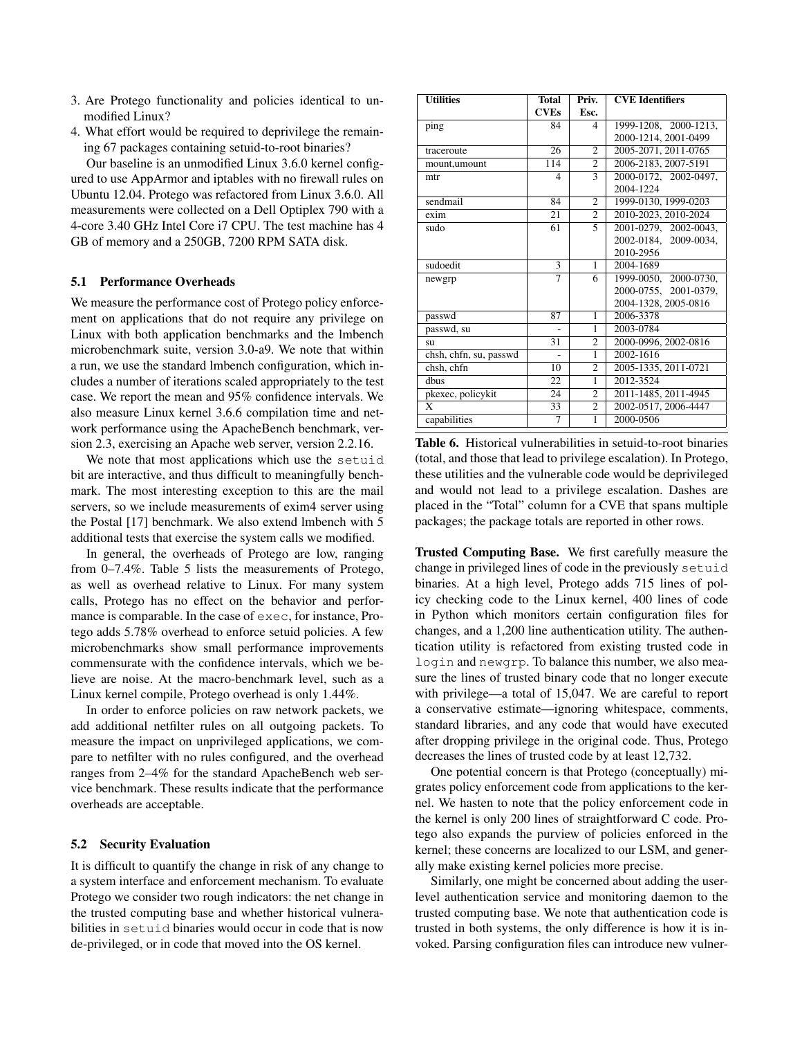3. Are Protego functionality and policies identical to unmodified Linux?
4. What effort would be required to deprivilege the remaining 67 packages containing setuid-to-root binaries?

Our baseline is an unmodified Linux 3.6.0 kernel configured to use AppArmor and iptables with no firewall rules on Ubuntu 12.04. Protego was refactored from Linux 3.6.0. All measurements were collected on a Dell Optiplex 790 with a 4-core 3.40 GHz Intel Core i7 CPU. The test machine has 4 GB of memory and a 250GB, 7200 RPM SATA disk.

### 5.1 Performance Overheads

We measure the performance cost of Protego policy enforcement on applications that do not require any privilege on Linux with both application benchmarks and the lmbench microbenchmark suite, version 3.0-a9. We note that within a run, we use the standard lmbench configuration, which includes a number of iterations scaled appropriately to the test case. We report the mean and 95% confidence intervals. We also measure Linux kernel 3.6.6 compilation time and network performance using the ApacheBench benchmark, version 2.3, exercising an Apache web server, version 2.2.16.

We note that most applications which use the `setuid` bit are interactive, and thus difficult to meaningfully benchmark. The most interesting exception to this are the mail servers, so we include measurements of exim4 server using the Postal [17] benchmark. We also extend lmbench with 5 additional tests that exercise the system calls we modified.

In general, the overheads of Protego are low, ranging from 0–7.4%. Table 5 lists the measurements of Protego, as well as overhead relative to Linux. For many system calls, Protego has no effect on the behavior and performance is comparable. In the case of `exec`, for instance, Protego adds 5.78% overhead to enforce setuid policies. A few microbenchmarks show small performance improvements commensurate with the confidence intervals, which we believe are noise. At the macro-benchmark level, such as a Linux kernel compile, Protego overhead is only 1.44%.

In order to enforce policies on raw network packets, we add additional netfilter rules on all outgoing packets. To measure the impact on unprivileged applications, we compare to netfilter with no rules configured, and the overhead ranges from 2–4% for the standard ApacheBench web service benchmark. These results indicate that the performance overheads are acceptable.

### 5.2 Security Evaluation

It is difficult to quantify the change in risk of any change to a system interface and enforcement mechanism. To evaluate Protego we consider two rough indicators: the net change in the trusted computing base and whether historical vulnerabilities in `setuid` binaries would occur in code that is now de-privileged, or in code that moved into the OS kernel.

| Utilities | Total CVEs | Priv. Esc. | CVE Identifiers |
|---|---|---|---|
| ping | 84 | 4 | 1999-1208, 2000-1213, 2000-1214, 2001-0499 |
| traceroute | 26 | 2 | 2005-2071, 2011-0765 |
| mount,umount | 114 | 2 | 2006-2183, 2007-5191 |
| mtr | 4 | 3 | 2000-0172, 2002-0497, 2004-1224 |
| sendmail | 84 | 2 | 1999-0130, 1999-0203 |
| exim | 21 | 2 | 2010-2023, 2010-2024 |
| sudo | 61 | 5 | 2001-0279, 2002-0043, 2002-0184, 2009-0034, 2010-2956 |
| sudoedit | 3 | 1 | 2004-1689 |
| newgrp | 7 | 6 | 1999-0050, 2000-0730, 2000-0755, 2001-0379, 2004-1328, 2005-0816 |
| passwd | 87 | 1 | 2006-3378 |
| passwd, su | - | 1 | 2003-0784 |
| su | 31 | 2 | 2000-0996, 2002-0816 |
| chsh, chfn, su, passwd | - | 1 | 2002-1616 |
| chsh, chfn | 10 | 2 | 2005-1335, 2011-0721 |
| dbus | 22 | 1 | 2012-3524 |
| pkexec, policykit | 24 | 2 | 2011-1485, 2011-4945 |
| X | 33 | 2 | 2002-0517, 2006-4447 |
| capabilities | 7 | 1 | 2000-0506 |

**Table 6.** Historical vulnerabilities in setuid-to-root binaries (total, and those that lead to privilege escalation). In Protego, these utilities and the vulnerable code would be deprivileged and would not lead to a privilege escalation. Dashes are placed in the "Total" column for a CVE that spans multiple packages; the package totals are reported in other rows.

**Trusted Computing Base.** We first carefully measure the change in privileged lines of code in the previously `setuid` binaries. At a high level, Protego adds 715 lines of policy checking code to the Linux kernel, 400 lines of code in Python which monitors certain configuration files for changes, and a 1,200 line authentication utility. The authentication utility is refactored from existing trusted code in `login` and `newgrp`. To balance this number, we also measure the lines of trusted binary code that no longer execute with privilege—a total of 15,047. We are careful to report a conservative estimate—ignoring whitespace, comments, standard libraries, and any code that would have executed after dropping privilege in the original code. Thus, Protego decreases the lines of trusted code by at least 12,732.

One potential concern is that Protego (conceptually) migrates policy enforcement code from applications to the kernel. We hasten to note that the policy enforcement code in the kernel is only 200 lines of straightforward C code. Protego also expands the purview of policies enforced in the kernel; these concerns are localized to our LSM, and generally make existing kernel policies more precise.

Similarly, one might be concerned about adding the user-level authentication service and monitoring daemon to the trusted computing base. We note that authentication code is trusted in both systems, the only difference is how it is invoked. Parsing configuration files can introduce new vulner-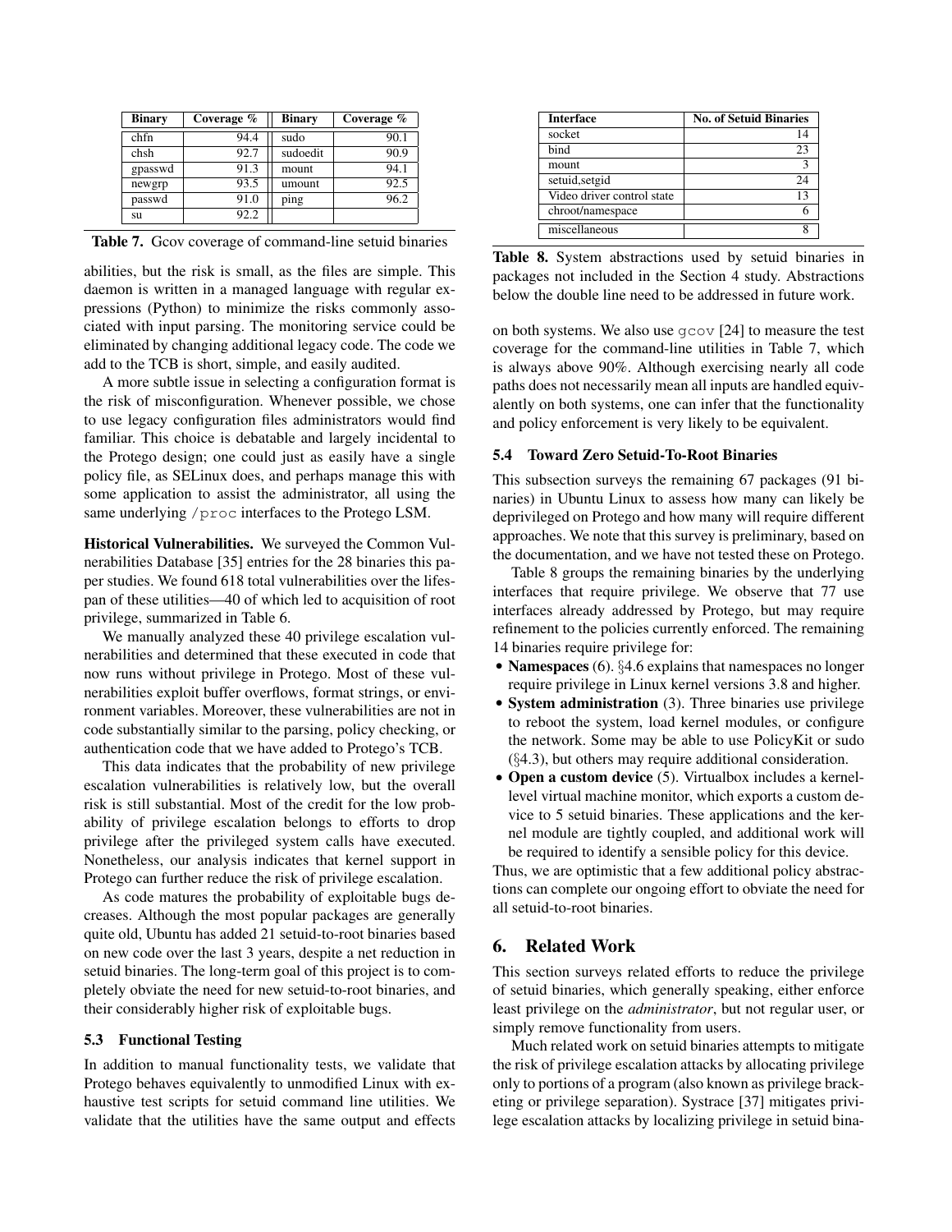| Binary | Coverage % | Binary | Coverage % |
|---|---|---|---|
| chfn | 94.4 | sudo | 90.1 |
| chsh | 92.7 | sudoedit | 90.9 |
| gpasswd | 91.3 | mount | 94.1 |
| newgrp | 93.5 | umount | 92.5 |
| passwd | 91.0 | ping | 96.2 |
| su | 92.2 | | |

**Table 7.** Gcov coverage of command-line setuid binaries

abilities, but the risk is small, as the files are simple. This daemon is written in a managed language with regular expressions (Python) to minimize the risks commonly associated with input parsing. The monitoring service could be eliminated by changing additional legacy code. The code we add to the TCB is short, simple, and easily audited.

A more subtle issue in selecting a configuration format is the risk of misconfiguration. Whenever possible, we chose to use legacy configuration files administrators would find familiar. This choice is debatable and largely incidental to the Protego design; one could just as easily have a single policy file, as SELinux does, and perhaps manage this with some application to assist the administrator, all using the same underlying `/proc` interfaces to the Protego LSM.

**Historical Vulnerabilities.** We surveyed the Common Vulnerabilities Database [35] entries for the 28 binaries this paper studies. We found 618 total vulnerabilities over the lifespan of these utilities—40 of which led to acquisition of root privilege, summarized in Table 6.

We manually analyzed these 40 privilege escalation vulnerabilities and determined that these executed in code that now runs without privilege in Protego. Most of these vulnerabilities exploit buffer overflows, format strings, or environment variables. Moreover, these vulnerabilities are not in code substantially similar to the parsing, policy checking, or authentication code that we have added to Protego's TCB.

This data indicates that the probability of new privilege escalation vulnerabilities is relatively low, but the overall risk is still substantial. Most of the credit for the low probability of privilege escalation belongs to efforts to drop privilege after the privileged system calls have executed. Nonetheless, our analysis indicates that kernel support in Protego can further reduce the risk of privilege escalation.

As code matures the probability of exploitable bugs decreases. Although the most popular packages are generally quite old, Ubuntu has added 21 setuid-to-root binaries based on new code over the last 3 years, despite a net reduction in setuid binaries. The long-term goal of this project is to completely obviate the need for new setuid-to-root binaries, and their considerably higher risk of exploitable bugs.

### 5.3 Functional Testing

In addition to manual functionality tests, we validate that Protego behaves equivalently to unmodified Linux with exhaustive test scripts for setuid command line utilities. We validate that the utilities have the same output and effects on both systems. We also use `gcov` [24] to measure the test coverage for the command-line utilities in Table 7, which is always above 90%. Although exercising nearly all code paths does not necessarily mean all inputs are handled equivalently on both systems, one can infer that the functionality and policy enforcement is very likely to be equivalent.

| Interface | No. of Setuid Binaries |
|---|---|
| socket | 14 |
| bind | 23 |
| mount | 3 |
| setuid,setgid | 24 |
| Video driver control state | 13 |
| chroot/namespace | 6 |
| miscellaneous | 8 |

**Table 8.** System abstractions used by setuid binaries in packages not included in the Section 4 study. Abstractions below the double line need to be addressed in future work.

### 5.4 Toward Zero Setuid-To-Root Binaries

This subsection surveys the remaining 67 packages (91 binaries) in Ubuntu Linux to assess how many can likely be deprivileged on Protego and how many will require different approaches. We note that this survey is preliminary, based on the documentation, and we have not tested these on Protego.

Table 8 groups the remaining binaries by the underlying interfaces that require privilege. We observe that 77 use interfaces already addressed by Protego, but may require refinement to the policies currently enforced. The remaining 14 binaries require privilege for:

- **Namespaces** (6). §4.6 explains that namespaces no longer require privilege in Linux kernel versions 3.8 and higher.
- **System administration** (3). Three binaries use privilege to reboot the system, load kernel modules, or configure the network. Some may be able to use PolicyKit or sudo (§4.3), but others may require additional consideration.
- **Open a custom device** (5). Virtualbox includes a kernel-level virtual machine monitor, which exports a custom device to 5 setuid binaries. These applications and the kernel module are tightly coupled, and additional work will be required to identify a sensible policy for this device.

Thus, we are optimistic that a few additional policy abstractions can complete our ongoing effort to obviate the need for all setuid-to-root binaries.

## 6. Related Work

This section surveys related efforts to reduce the privilege of setuid binaries, which generally speaking, either enforce least privilege on the *administrator*, but not regular user, or simply remove functionality from users.

Much related work on setuid binaries attempts to mitigate the risk of privilege escalation attacks by allocating privilege only to portions of a program (also known as privilege bracketing or privilege separation). Systrace [37] mitigates privilege escalation attacks by localizing privilege in setuid bina-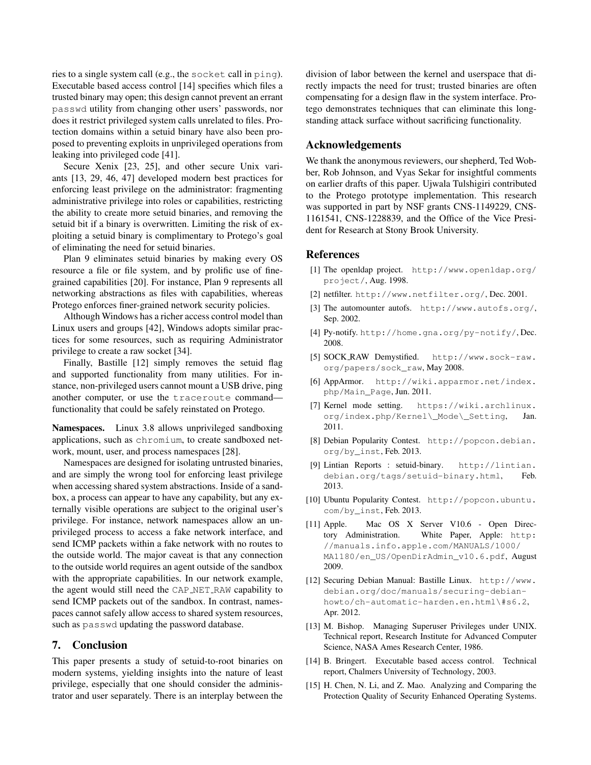ries to a single system call (e.g., the socket call in ping). Executable based access control [14] specifies which files a trusted binary may open; this design cannot prevent an errant passwd utility from changing other users' passwords, nor does it restrict privileged system calls unrelated to files. Protection domains within a setuid binary have also been proposed to preventing exploits in unprivileged operations from leaking into privileged code [41].

Secure Xenix [23, 25], and other secure Unix variants [13, 29, 46, 47] developed modern best practices for enforcing least privilege on the administrator: fragmenting administrative privilege into roles or capabilities, restricting the ability to create more setuid binaries, and removing the setuid bit if a binary is overwritten. Limiting the risk of exploiting a setuid binary is complimentary to Protego's goal of eliminating the need for setuid binaries.

Plan 9 eliminates setuid binaries by making every OS resource a file or file system, and by prolific use of fine-grained capabilities [20]. For instance, Plan 9 represents all networking abstractions as files with capabilities, whereas Protego enforces finer-grained network security policies.

Although Windows has a richer access control model than Linux users and groups [42], Windows adopts similar practices for some resources, such as requiring Administrator privilege to create a raw socket [34].

Finally, Bastille [12] simply removes the setuid flag and supported functionality from many utilities. For instance, non-privileged users cannot mount a USB drive, ping another computer, or use the traceroute command—functionality that could be safely reinstated on Protego.

**Namespaces.** Linux 3.8 allows unprivileged sandboxing applications, such as chromium, to create sandboxed network, mount, user, and process namespaces [28].

Namespaces are designed for isolating untrusted binaries, and are simply the wrong tool for enforcing least privilege when accessing shared system abstractions. Inside of a sandbox, a process can appear to have any capability, but any externally visible operations are subject to the original user's privilege. For instance, network namespaces allow an unprivileged process to access a fake network interface, and send ICMP packets within a fake network with no routes to the outside world. The major caveat is that any connection to the outside world requires an agent outside of the sandbox with the appropriate capabilities. In our network example, the agent would still need the CAP_NET_RAW capability to send ICMP packets out of the sandbox. In contrast, namespaces cannot safely allow access to shared system resources, such as passwd updating the password database.

## 7. Conclusion

This paper presents a study of setuid-to-root binaries on modern systems, yielding insights into the nature of least privilege, especially that one should consider the administrator and user separately. There is an interplay between the division of labor between the kernel and userspace that directly impacts the need for trust; trusted binaries are often compensating for a design flaw in the system interface. Protego demonstrates techniques that can eliminate this long-standing attack surface without sacrificing functionality.

## Acknowledgements

We thank the anonymous reviewers, our shepherd, Ted Wobber, Rob Johnson, and Vyas Sekar for insightful comments on earlier drafts of this paper. Ujwala Tulshigiri contributed to the Protego prototype implementation. This research was supported in part by NSF grants CNS-1149229, CNS-1161541, CNS-1228839, and the Office of the Vice President for Research at Stony Brook University.

## References

[1] The openldap project. http://www.openldap.org/project/, Aug. 1998.

[2] netfilter. http://www.netfilter.org/, Dec. 2001.

[3] The automounter autofs. http://www.autofs.org/, Sep. 2002.

[4] Py-notify. http://home.gna.org/py-notify/, Dec. 2008.

[5] SOCK_RAW Demystified. http://www.sock-raw.org/papers/sock_raw, May 2008.

[6] AppArmor. http://wiki.apparmor.net/index.php/Main_Page, Jun. 2011.

[7] Kernel mode setting. https://wiki.archlinux.org/index.php/Kernel\_Mode\_Setting, Jan. 2011.

[8] Debian Popularity Contest. http://popcon.debian.org/by_inst, Feb. 2013.

[9] Lintian Reports : setuid-binary. http://lintian.debian.org/tags/setuid-binary.html, Feb. 2013.

[10] Ubuntu Popularity Contest. http://popcon.ubuntu.com/by_inst, Feb. 2013.

[11] Apple. Mac OS X Server V10.6 - Open Directory Administration. White Paper, Apple: http://manuals.info.apple.com/MANUALS/1000/MA1180/en_US/OpenDirAdmin_v10.6.pdf, August 2009.

[12] Securing Debian Manual: Bastille Linux. http://www.debian.org/doc/manuals/securing-debian-howto/ch-automatic-harden.en.html\#s6.2, Apr. 2012.

[13] M. Bishop. Managing Superuser Privileges under UNIX. Technical report, Research Institute for Advanced Computer Science, NASA Ames Research Center, 1986.

[14] B. Bringert. Executable based access control. Technical report, Chalmers University of Technology, 2003.

[15] H. Chen, N. Li, and Z. Mao. Analyzing and Comparing the Protection Quality of Security Enhanced Operating Systems.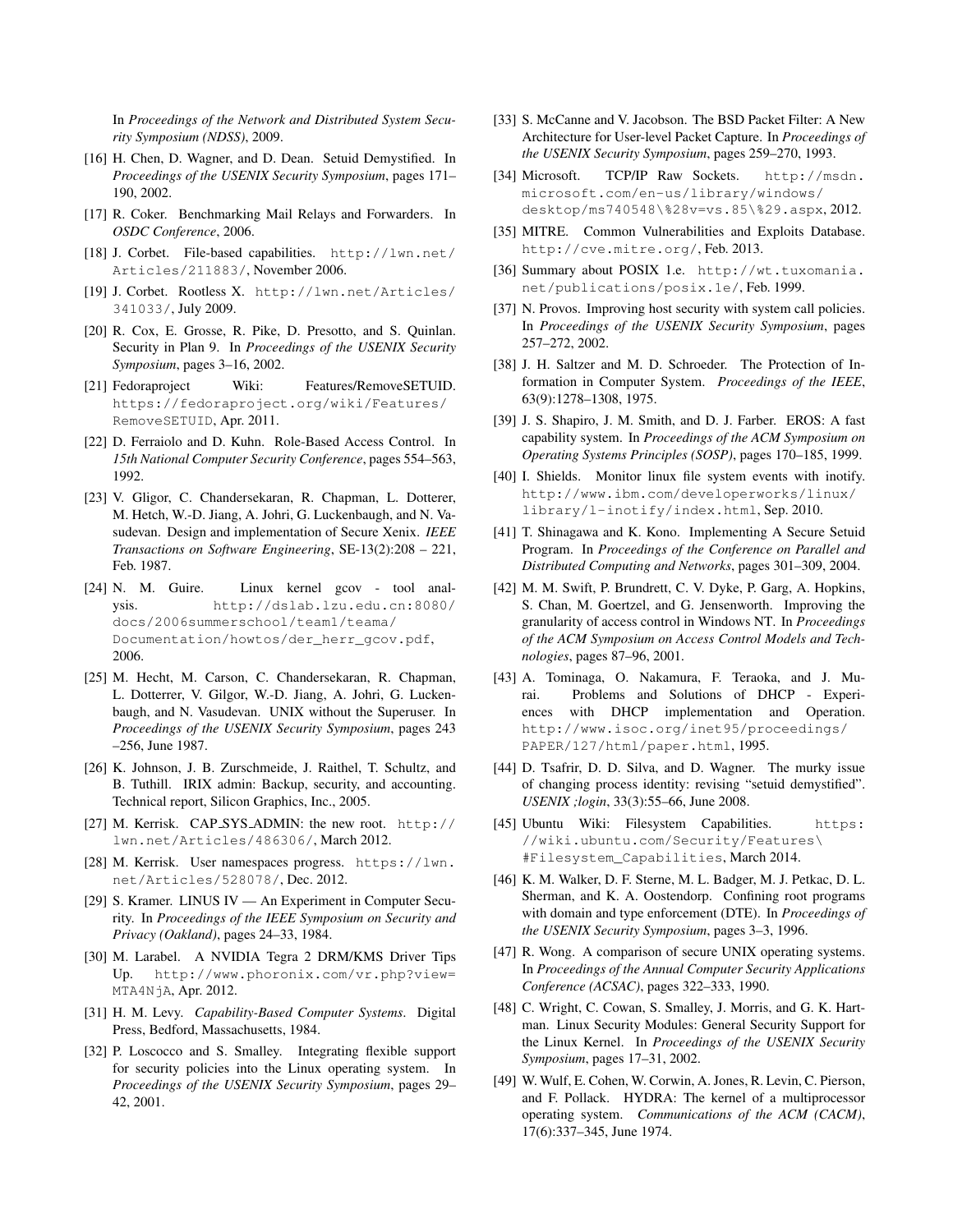In *Proceedings of the Network and Distributed System Security Symposium (NDSS)*, 2009.

[16] H. Chen, D. Wagner, and D. Dean. Setuid Demystified. In *Proceedings of the USENIX Security Symposium*, pages 171–190, 2002.

[17] R. Coker. Benchmarking Mail Relays and Forwarders. In *OSDC Conference*, 2006.

[18] J. Corbet. File-based capabilities. http://lwn.net/Articles/211883/, November 2006.

[19] J. Corbet. Rootless X. http://lwn.net/Articles/341033/, July 2009.

[20] R. Cox, E. Grosse, R. Pike, D. Presotto, and S. Quinlan. Security in Plan 9. In *Proceedings of the USENIX Security Symposium*, pages 3–16, 2002.

[21] Fedoraproject Wiki: Features/RemoveSETUID. https://fedoraproject.org/wiki/Features/RemoveSETUID, Apr. 2011.

[22] D. Ferraiolo and D. Kuhn. Role-Based Access Control. In *15th National Computer Security Conference*, pages 554–563, 1992.

[23] V. Gligor, C. Chandersekaran, R. Chapman, L. Dotterer, M. Hetch, W.-D. Jiang, A. Johri, G. Luckenbaugh, and N. Vasudevan. Design and implementation of Secure Xenix. *IEEE Transactions on Software Engineering*, SE-13(2):208 – 221, Feb. 1987.

[24] N. M. Guire. Linux kernel gcov - tool analysis. http://dslab.lzu.edu.cn:8080/docs/2006summerschool/team1/teama/Documentation/howtos/der_herr_gcov.pdf, 2006.

[25] M. Hecht, M. Carson, C. Chandersekaran, R. Chapman, L. Dotterrer, V. Gilgor, W.-D. Jiang, A. Johri, G. Luckenbaugh, and N. Vasudevan. UNIX without the Superuser. In *Proceedings of the USENIX Security Symposium*, pages 243 –256, June 1987.

[26] K. Johnson, J. B. Zurschmeide, J. Raithel, T. Schultz, and B. Tuthill. IRIX admin: Backup, security, and accounting. Technical report, Silicon Graphics, Inc., 2005.

[27] M. Kerrisk. CAP_SYS_ADMIN: the new root. http://lwn.net/Articles/486306/, March 2012.

[28] M. Kerrisk. User namespaces progress. https://lwn.net/Articles/528078/, Dec. 2012.

[29] S. Kramer. LINUS IV — An Experiment in Computer Security. In *Proceedings of the IEEE Symposium on Security and Privacy (Oakland)*, pages 24–33, 1984.

[30] M. Larabel. A NVIDIA Tegra 2 DRM/KMS Driver Tips Up. http://www.phoronix.com/vr.php?view=MTA4NjA, Apr. 2012.

[31] H. M. Levy. *Capability-Based Computer Systems*. Digital Press, Bedford, Massachusetts, 1984.

[32] P. Loscocco and S. Smalley. Integrating flexible support for security policies into the Linux operating system. In *Proceedings of the USENIX Security Symposium*, pages 29–42, 2001.

[33] S. McCanne and V. Jacobson. The BSD Packet Filter: A New Architecture for User-level Packet Capture. In *Proceedings of the USENIX Security Symposium*, pages 259–270, 1993.

[34] Microsoft. TCP/IP Raw Sockets. http://msdn.microsoft.com/en-us/library/windows/desktop/ms740548\%28v=vs.85\%29.aspx, 2012.

[35] MITRE. Common Vulnerabilities and Exploits Database. http://cve.mitre.org/, Feb. 2013.

[36] Summary about POSIX 1.e. http://wt.tuxomania.net/publications/posix.1e/, Feb. 1999.

[37] N. Provos. Improving host security with system call policies. In *Proceedings of the USENIX Security Symposium*, pages 257–272, 2002.

[38] J. H. Saltzer and M. D. Schroeder. The Protection of Information in Computer System. *Proceedings of the IEEE*, 63(9):1278–1308, 1975.

[39] J. S. Shapiro, J. M. Smith, and D. J. Farber. EROS: A fast capability system. In *Proceedings of the ACM Symposium on Operating Systems Principles (SOSP)*, pages 170–185, 1999.

[40] I. Shields. Monitor linux file system events with inotify. http://www.ibm.com/developerworks/linux/library/l-inotify/index.html, Sep. 2010.

[41] T. Shinagawa and K. Kono. Implementing A Secure Setuid Program. In *Proceedings of the Conference on Parallel and Distributed Computing and Networks*, pages 301–309, 2004.

[42] M. M. Swift, P. Brundrett, C. V. Dyke, P. Garg, A. Hopkins, S. Chan, M. Goertzel, and G. Jensenworth. Improving the granularity of access control in Windows NT. In *Proceedings of the ACM Symposium on Access Control Models and Technologies*, pages 87–96, 2001.

[43] A. Tominaga, O. Nakamura, F. Teraoka, and J. Murai. Problems and Solutions of DHCP - Experiences with DHCP implementation and Operation. http://www.isoc.org/inet95/proceedings/PAPER/127/html/paper.html, 1995.

[44] D. Tsafrir, D. D. Silva, and D. Wagner. The murky issue of changing process identity: revising "setuid demystified". *USENIX ;login*, 33(3):55–66, June 2008.

[45] Ubuntu Wiki: Filesystem Capabilities. https://wiki.ubuntu.com/Security/Features\#Filesystem_Capabilities, March 2014.

[46] K. M. Walker, D. F. Sterne, M. L. Badger, M. J. Petkac, D. L. Sherman, and K. A. Oostendorp. Confining root programs with domain and type enforcement (DTE). In *Proceedings of the USENIX Security Symposium*, pages 3–3, 1996.

[47] R. Wong. A comparison of secure UNIX operating systems. In *Proceedings of the Annual Computer Security Applications Conference (ACSAC)*, pages 322–333, 1990.

[48] C. Wright, C. Cowan, S. Smalley, J. Morris, and G. K. Hartman. Linux Security Modules: General Security Support for the Linux Kernel. In *Proceedings of the USENIX Security Symposium*, pages 17–31, 2002.

[49] W. Wulf, E. Cohen, W. Corwin, A. Jones, R. Levin, C. Pierson, and F. Pollack. HYDRA: The kernel of a multiprocessor operating system. *Communications of the ACM (CACM)*, 17(6):337–345, June 1974.